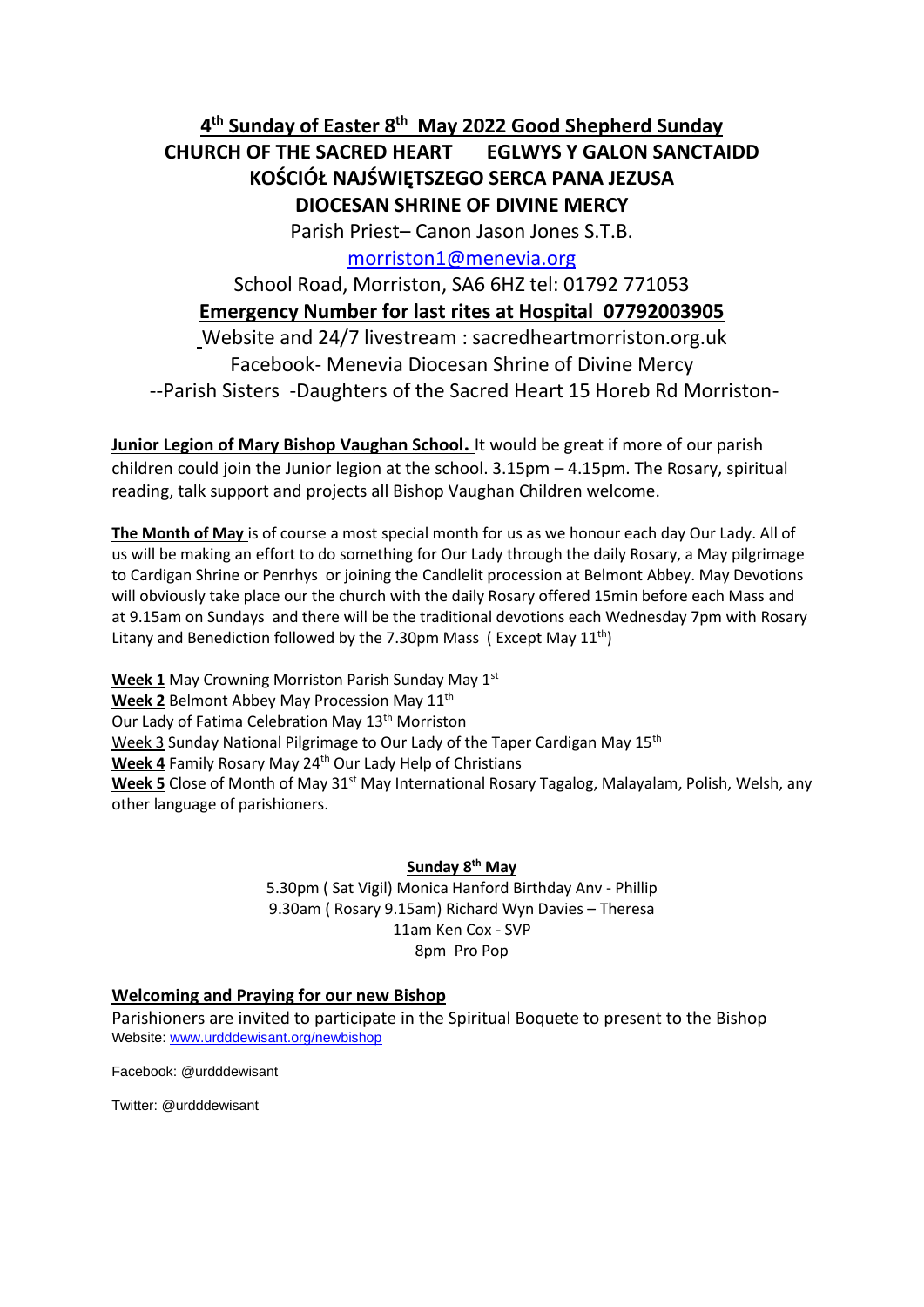## 4th Sunday of Easter 8th May 2022 Good Shepherd Sunday

**CHURCH OF THE SACRED HEART EGLWYS Y GALON SANCTAIDD**

**KOŚCIÓŁ NAJŚWIĘTSZEGO SERCA PANA JEZUSA**

**DIOCESAN SHRINE OF DIVINE MERCY**

Parish Priest– Canon Jason Jones S.T.B.

morriston1@menevia.org

School Road, Morriston, SA6 6HZ tel: 01792 771053

**Emergency Number for last rites at Hospital 07792003905**

Website and 24/7 livestream : sacredheartmorriston.org.uk

Facebook- Menevia Diocesan Shrine of Divine Mercy

--Parish Sisters -Daughters of the Sacred Heart 15 Horeb Rd Morriston-

**Junior Legion of Mary Bishop Vaughan School.** It would be great if more of our parish children could join the Junior legion at the school. 3.15pm – 4.15pm. The Rosary, spiritual reading, talk support and projects all Bishop Vaughan Children welcome.

**The Month of May** is of course a most special month for us as we honour each day Our Lady. All of us will be making an effort to do something for Our Lady through the daily Rosary, a May pilgrimage to Cardigan Shrine or Penrhys or joining the Candlelit procession at Belmont Abbey. May Devotions will obviously take place our the church with the daily Rosary offered 15min before each Mass and at 9.15am on Sundays and there will be the traditional devotions each Wednesday 7pm with Rosary Litany and Benediction followed by the 7.30pm Mass ( Except May 11th)

**Week 1** May Crowning Morriston Parish Sunday May 1st
**Week 2** Belmont Abbey May Procession May 11th
Our Lady of Fatima Celebration May 13th Morriston
Week 3 Sunday National Pilgrimage to Our Lady of the Taper Cardigan May 15th
**Week 4** Family Rosary May 24th Our Lady Help of Christians
**Week 5** Close of Month of May 31st May International Rosary Tagalog, Malayalam, Polish, Welsh, any other language of parishioners.

**Sunday 8th May**

5.30pm ( Sat Vigil) Monica Hanford Birthday Anv - Phillip
9.30am ( Rosary 9.15am) Richard Wyn Davies – Theresa
11am Ken Cox - SVP
8pm Pro Pop

**Welcoming and Praying for our new Bishop**

Parishioners are invited to participate in the Spiritual Boquete to present to the Bishop
Website: www.urdddewisant.org/newbishop

Facebook: @urdddewisant

Twitter: @urdddewisant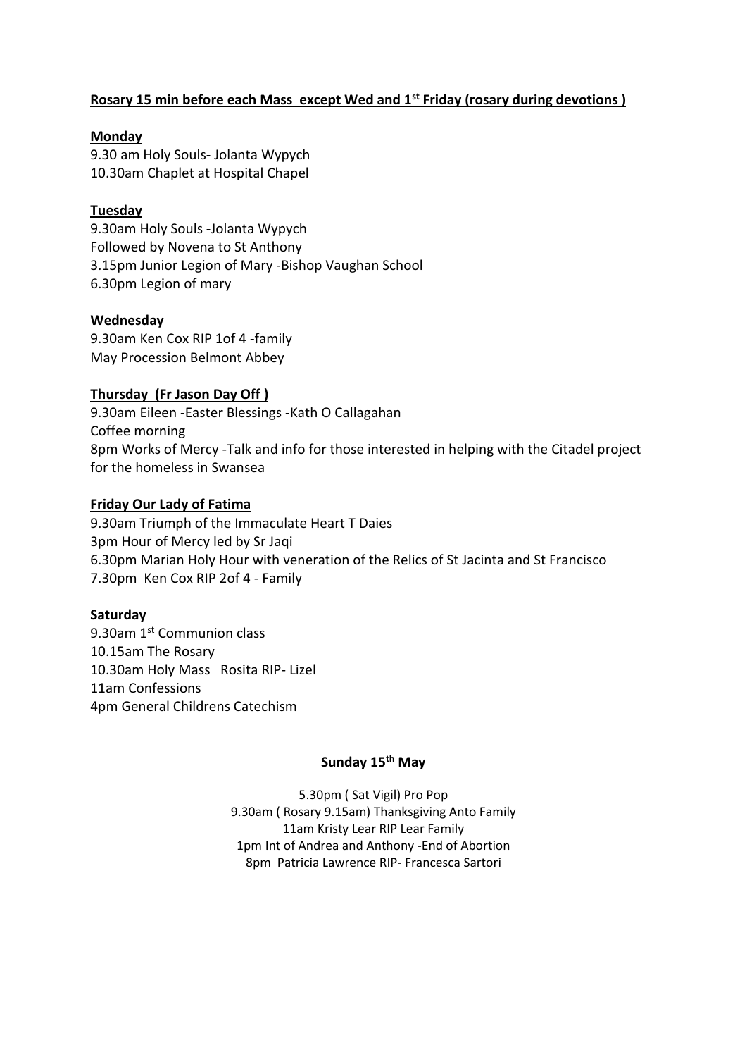**Rosary 15 min before each Mass except Wed and 1st Friday (rosary during devotions )**

**Monday**

9.30 am Holy Souls- Jolanta Wypych
10.30am Chaplet at Hospital Chapel

**Tuesday**

9.30am Holy Souls -Jolanta Wypych
Followed by Novena to St Anthony
3.15pm Junior Legion of Mary -Bishop Vaughan School
6.30pm Legion of mary

**Wednesday**

9.30am Ken Cox RIP 1of 4 -family
May Procession Belmont Abbey

**Thursday (Fr Jason Day Off )**

9.30am Eileen -Easter Blessings -Kath O Callagahan
Coffee morning
8pm Works of Mercy -Talk and info for those interested in helping with the Citadel project for the homeless in Swansea

**Friday Our Lady of Fatima**

9.30am Triumph of the Immaculate Heart T Daies
3pm Hour of Mercy led by Sr Jaqi
6.30pm Marian Holy Hour with veneration of the Relics of St Jacinta and St Francisco
7.30pm Ken Cox RIP 2of 4 - Family

**Saturday**

9.30am 1st Communion class
10.15am The Rosary
10.30am Holy Mass Rosita RIP- Lizel
11am Confessions
4pm General Childrens Catechism

**Sunday 15th May**

5.30pm ( Sat Vigil) Pro Pop
9.30am ( Rosary 9.15am) Thanksgiving Anto Family
11am Kristy Lear RIP Lear Family
1pm Int of Andrea and Anthony -End of Abortion
8pm Patricia Lawrence RIP- Francesca Sartori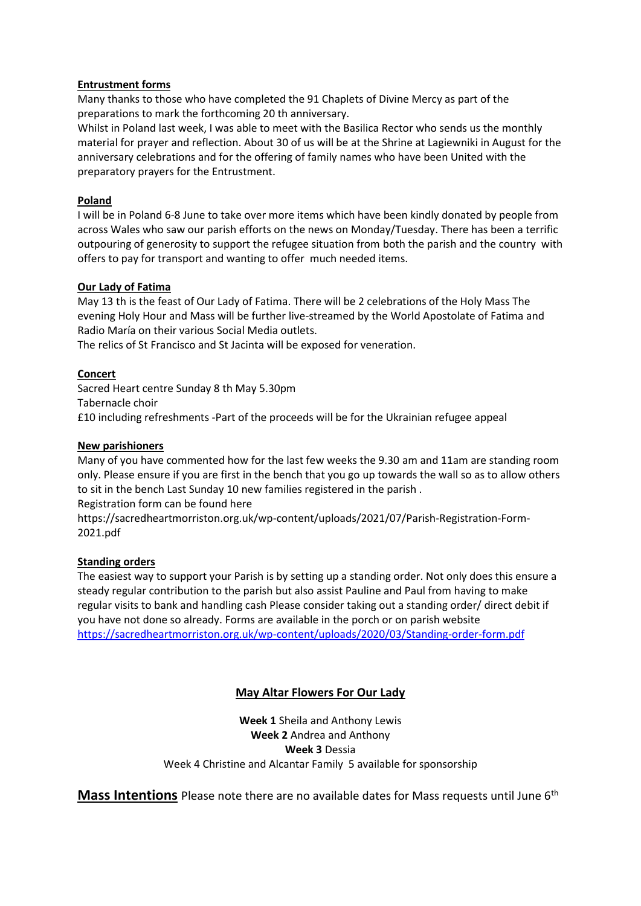**Entrustment forms**

Many thanks to those who have completed the 91 Chaplets of Divine Mercy as part of the preparations to mark the forthcoming 20 th anniversary.

Whilst in Poland last week, I was able to meet with the Basilica Rector who sends us the monthly material for prayer and reflection. About 30 of us will be at the Shrine at Lagiewniki in August for the anniversary celebrations and for the offering of family names who have been United with the preparatory prayers for the Entrustment.

**Poland**

I will be in Poland 6-8 June to take over more items which have been kindly donated by people from across Wales who saw our parish efforts on the news on Monday/Tuesday. There has been a terrific outpouring of generosity to support the refugee situation from both the parish and the country with offers to pay for transport and wanting to offer much needed items.

**Our Lady of Fatima**

May 13 th is the feast of Our Lady of Fatima. There will be 2 celebrations of the Holy Mass The evening Holy Hour and Mass will be further live-streamed by the World Apostolate of Fatima and Radio María on their various Social Media outlets.

The relics of St Francisco and St Jacinta will be exposed for veneration.

**Concert**

Sacred Heart centre Sunday 8 th May 5.30pm

Tabernacle choir

£10 including refreshments -Part of the proceeds will be for the Ukrainian refugee appeal

**New parishioners**

Many of you have commented how for the last few weeks the 9.30 am and 11am are standing room only. Please ensure if you are first in the bench that you go up towards the wall so as to allow others to sit in the bench Last Sunday 10 new families registered in the parish .

Registration form can be found here

https://sacredheartmorriston.org.uk/wp-content/uploads/2021/07/Parish-Registration-Form-2021.pdf

**Standing orders**

The easiest way to support your Parish is by setting up a standing order. Not only does this ensure a steady regular contribution to the parish but also assist Pauline and Paul from having to make regular visits to bank and handling cash Please consider taking out a standing order/ direct debit if you have not done so already. Forms are available in the porch or on parish website

https://sacredheartmorriston.org.uk/wp-content/uploads/2020/03/Standing-order-form.pdf

## May Altar Flowers For Our Lady

**Week 1** Sheila and Anthony Lewis

**Week 2** Andrea and Anthony

**Week 3** Dessia

Week 4 Christine and Alcantar Family 5 available for sponsorship

**Mass Intentions** Please note there are no available dates for Mass requests until June 6th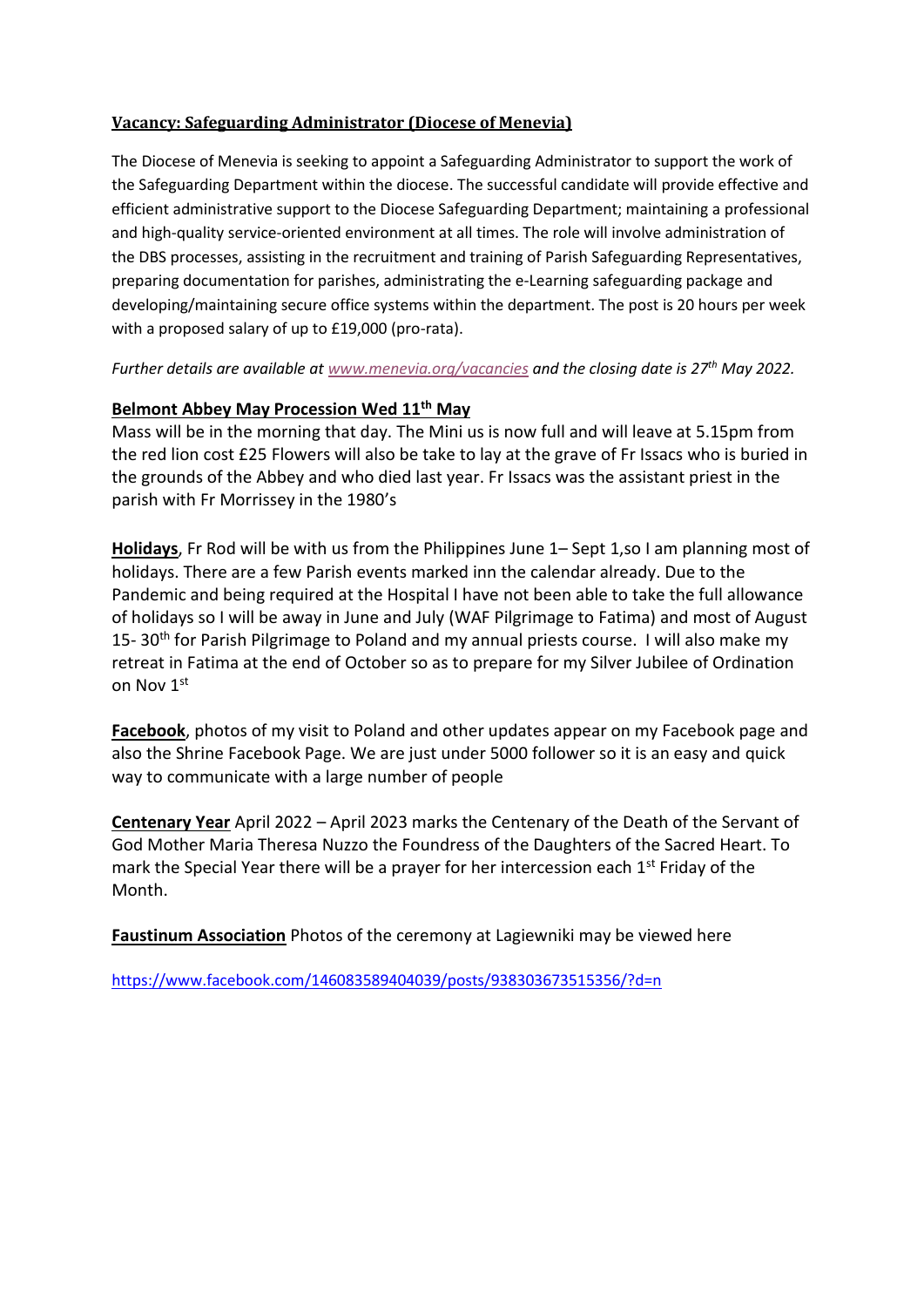**Vacancy: Safeguarding Administrator (Diocese of Menevia)**

The Diocese of Menevia is seeking to appoint a Safeguarding Administrator to support the work of the Safeguarding Department within the diocese. The successful candidate will provide effective and efficient administrative support to the Diocese Safeguarding Department; maintaining a professional and high-quality service-oriented environment at all times. The role will involve administration of the DBS processes, assisting in the recruitment and training of Parish Safeguarding Representatives, preparing documentation for parishes, administrating the e-Learning safeguarding package and developing/maintaining secure office systems within the department. The post is 20 hours per week with a proposed salary of up to £19,000 (pro-rata).

*Further details are available at [www.menevia.org/vacancies](www.menevia.org/vacancies) and the closing date is 27th May 2022.*

**Belmont Abbey May Procession Wed 11th May**

Mass will be in the morning that day. The Mini us is now full and will leave at 5.15pm from the red lion cost £25 Flowers will also be take to lay at the grave of Fr Issacs who is buried in the grounds of the Abbey and who died last year. Fr Issacs was the assistant priest in the parish with Fr Morrissey in the 1980's

**Holidays**, Fr Rod will be with us from the Philippines June 1– Sept 1,so I am planning most of holidays. There are a few Parish events marked inn the calendar already. Due to the Pandemic and being required at the Hospital I have not been able to take the full allowance of holidays so I will be away in June and July (WAF Pilgrimage to Fatima) and most of August 15- 30th for Parish Pilgrimage to Poland and my annual priests course. I will also make my retreat in Fatima at the end of October so as to prepare for my Silver Jubilee of Ordination on Nov 1st

**Facebook**, photos of my visit to Poland and other updates appear on my Facebook page and also the Shrine Facebook Page. We are just under 5000 follower so it is an easy and quick way to communicate with a large number of people

**Centenary Year** April 2022 – April 2023 marks the Centenary of the Death of the Servant of God Mother Maria Theresa Nuzzo the Foundress of the Daughters of the Sacred Heart. To mark the Special Year there will be a prayer for her intercession each 1st Friday of the Month.

**Faustinum Association** Photos of the ceremony at Lagiewniki may be viewed here

[https://www.facebook.com/146083589404039/posts/938303673515356/?d=n](https://www.facebook.com/146083589404039/posts/938303673515356/?d=n)